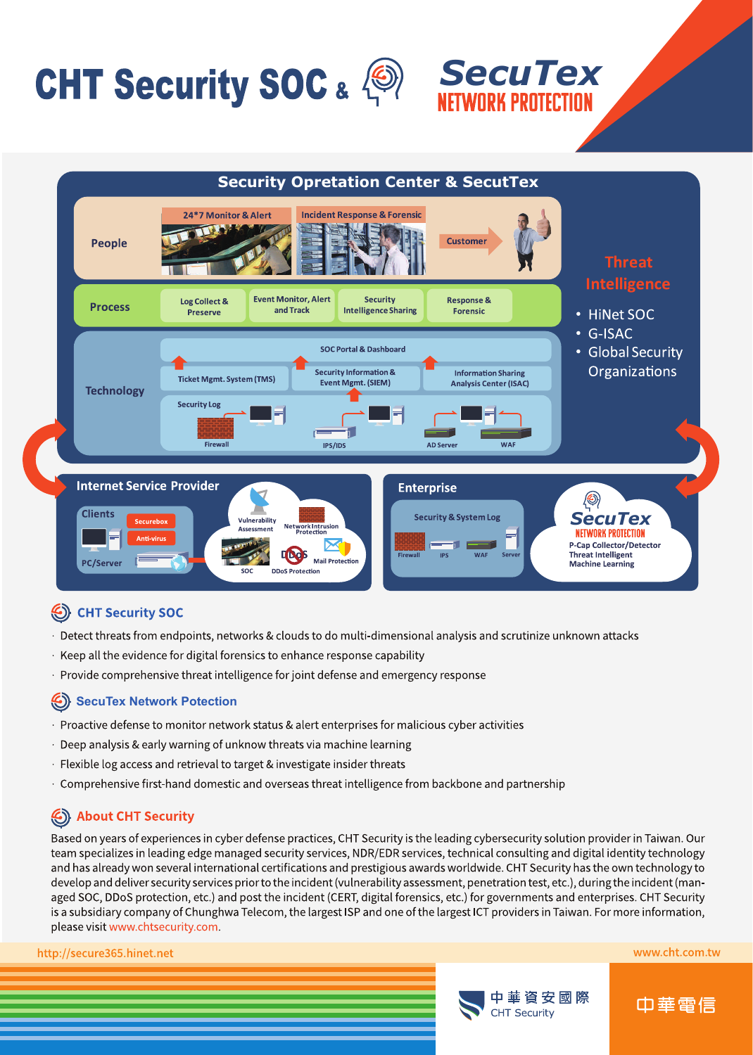# CHT Security SOC & SecuTex NETWORK PROTECTION

## Security Opretation Center & SecutTex

**People**
- 24*7 Monitor & Alert
- Incident Response & Forensic
- Customer

**Process**
- Log Collect & Preserve
- Event Monitor, Alert and Track
- Security Intelligence Sharing
- Response & Forensic

**Technology**
- SOC Portal & Dashboard
- Ticket Mgmt. System (TMS)
- Security Information & Event Mgmt. (SIEM)
- Information Sharing Analysis Center (ISAC)
- Security Log: Firewall, IPS/IDS, AD Server, WAF

**Threat Intelligence**
- HiNet SOC
- G-ISAC
- Global Security Organizations

**Internet Service Provider**
- Clients: Securebox, Anti-virus, PC/Server
- Vulnerability Assessment
- Network Intrusion Protection
- SOC
- DDoS Protection
- Mail Protection

**Enterprise**
- Security & System Log: Firewall, IPS, WAF, Server
- SecuTex NETWORK PROTECTION: P-Cap Collector/Detector, Threat Intelligent, Machine Learning

## CHT Security SOC

- Detect threats from endpoints, networks & clouds to do multi-dimensional analysis and scrutinize unknown attacks
- Keep all the evidence for digital forensics to enhance response capability
- Provide comprehensive threat intelligence for joint defense and emergency response

## SecuTex Network Potection

- Proactive defense to monitor network status & alert enterprises for malicious cyber activities
- Deep analysis & early warning of unknow threats via machine learning
- Flexible log access and retrieval to target & investigate insider threats
- Comprehensive first-hand domestic and overseas threat intelligence from backbone and partnership

## About CHT Security

Based on years of experiences in cyber defense practices, CHT Security is the leading cybersecurity solution provider in Taiwan. Our team specializes in leading edge managed security services, NDR/EDR services, technical consulting and digital identity technology and has already won several international certifications and prestigious awards worldwide. CHT Security has the own technology to develop and deliver security services prior to the incident (vulnerability assessment, penetration test, etc.), during the incident (managed SOC, DDoS protection, etc.) and post the incident (CERT, digital forensics, etc.) for governments and enterprises. CHT Security is a subsidiary company of Chunghwa Telecom, the largest ISP and one of the largest ICT providers in Taiwan. For more information, please visit www.chtsecurity.com.

http://secure365.hinet.net

www.cht.com.tw

中華資安國際 CHT Security

中華電信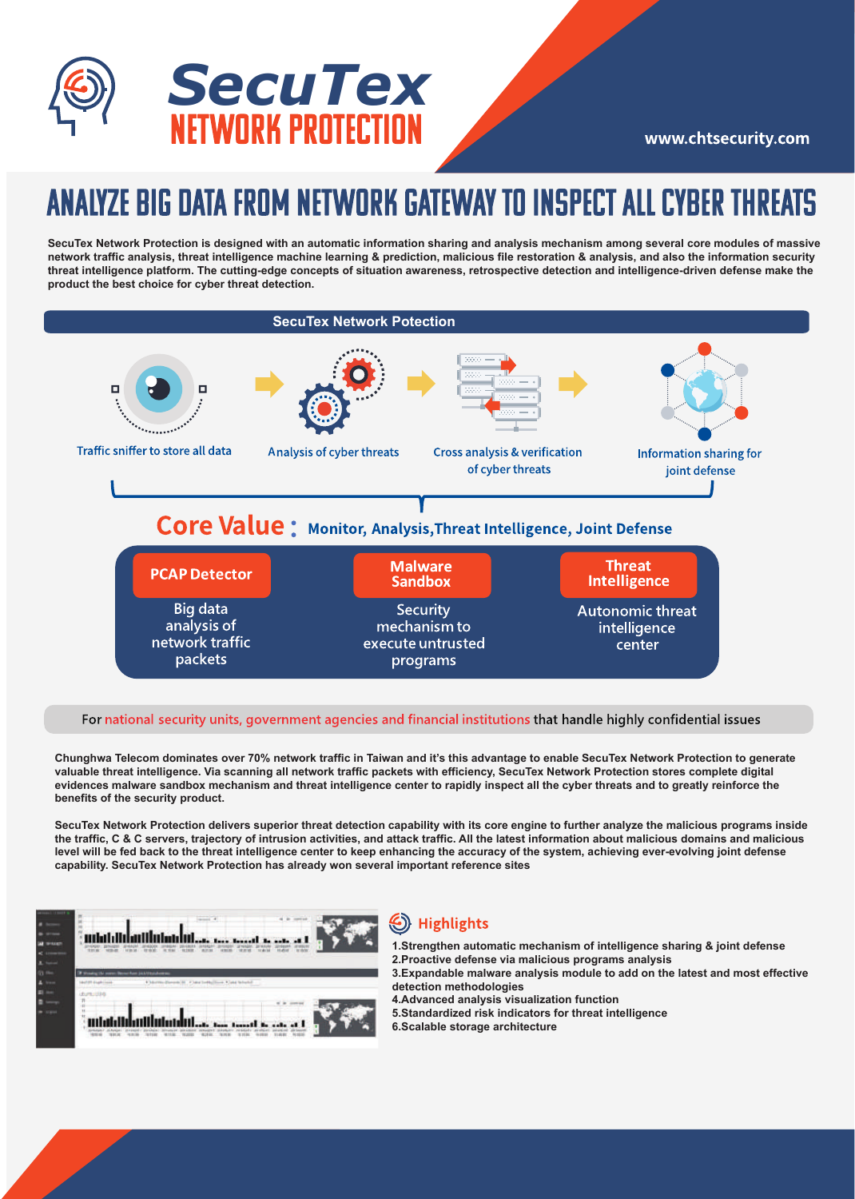# SecuTex

## NETWORK PROTECTION

www.chtsecurity.com

# ANALYZE BIG DATA FROM NETWORK GATEWAY TO INSPECT ALL CYBER THREATS

**SecuTex Network Protection is designed with an automatic information sharing and analysis mechanism among several core modules of massive network traffic analysis, threat intelligence machine learning & prediction, malicious file restoration & analysis, and also the information security threat intelligence platform. The cutting-edge concepts of situation awareness, retrospective detection and intelligence-driven defense make the product the best choice for cyber threat detection.**

## SecuTex Network Potection

Traffic sniffer to store all data

Analysis of cyber threats

Cross analysis & verification of cyber threats

Information sharing for joint defense

**Core Value：** Monitor, Analysis,Threat Intelligence, Joint Defense

| PCAP Detector | Malware Sandbox | Threat Intelligence |
|---|---|---|
| Big data analysis of network traffic packets | Security mechanism to execute untrusted programs | Autonomic threat intelligence center |

For national security units, government agencies and financial institutions that handle highly confidential issues

**Chunghwa Telecom dominates over 70% network traffic in Taiwan and it's this advantage to enable SecuTex Network Protection to generate valuable threat intelligence. Via scanning all network traffic packets with efficiency, SecuTex Network Protection stores complete digital evidences malware sandbox mechanism and threat intelligence center to rapidly inspect all the cyber threats and to greatly reinforce the benefits of the security product.**

**SecuTex Network Protection delivers superior threat detection capability with its core engine to further analyze the malicious programs inside the traffic, C & C servers, trajectory of intrusion activities, and attack traffic. All the latest information about malicious domains and malicious level will be fed back to the threat intelligence center to keep enhancing the accuracy of the system, achieving ever-evolving joint defense capability. SecuTex Network Protection has already won several important reference sites**

## Highlights

**1.Strengthen automatic mechanism of intelligence sharing & joint defense**
**2.Proactive defense via malicious programs analysis**
**3.Expandable malware analysis module to add on the latest and most effective detection methodologies**
**4.Advanced analysis visualization function**
**5.Standardized risk indicators for threat intelligence**
**6.Scalable storage architecture**